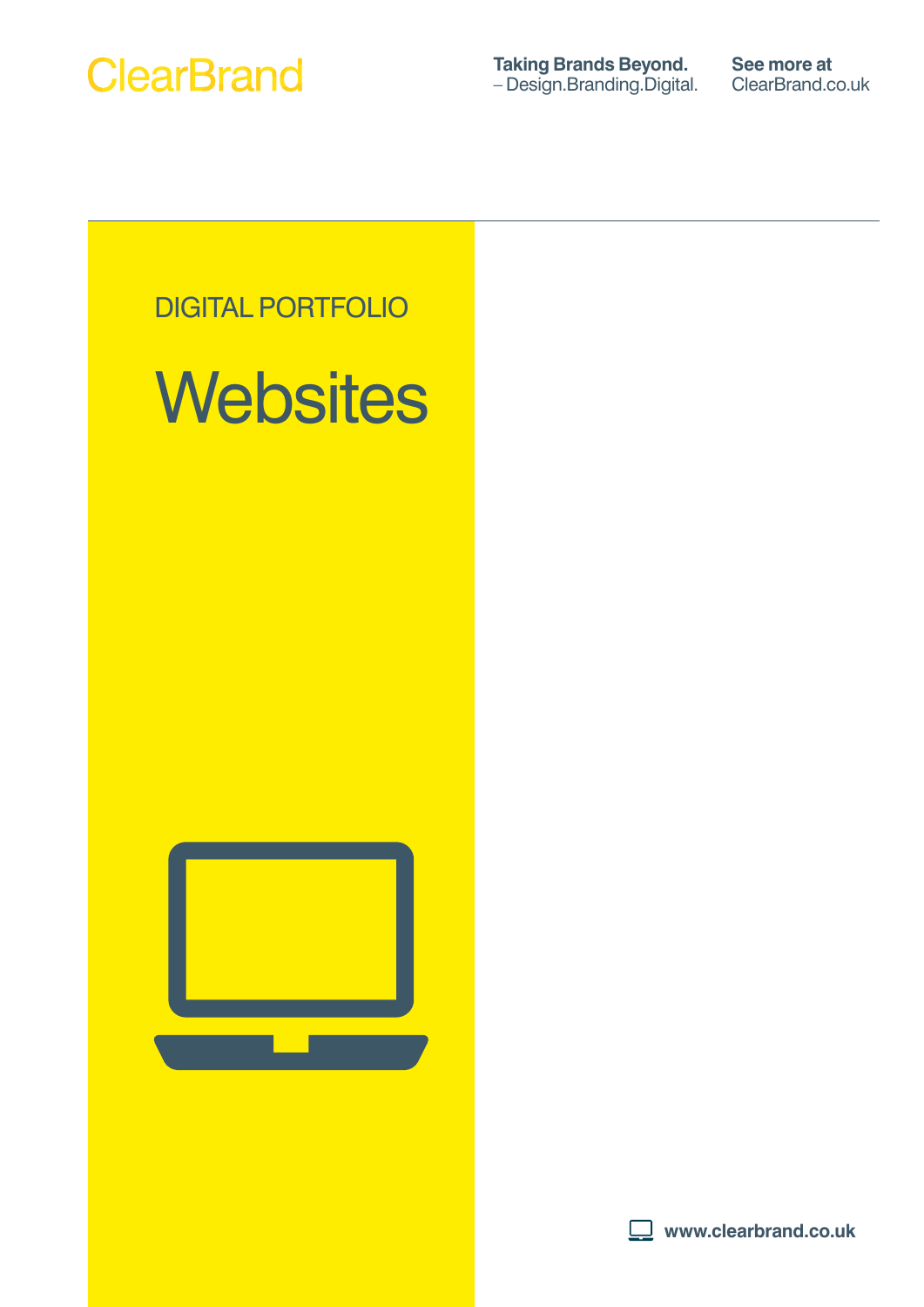ClearBrand

**Taking Brands Beyond.**
– Design.Branding.Digital.

**See more at**
ClearBrand.co.uk

DIGITAL PORTFOLIO

# Websites

**www.clearbrand.co.uk**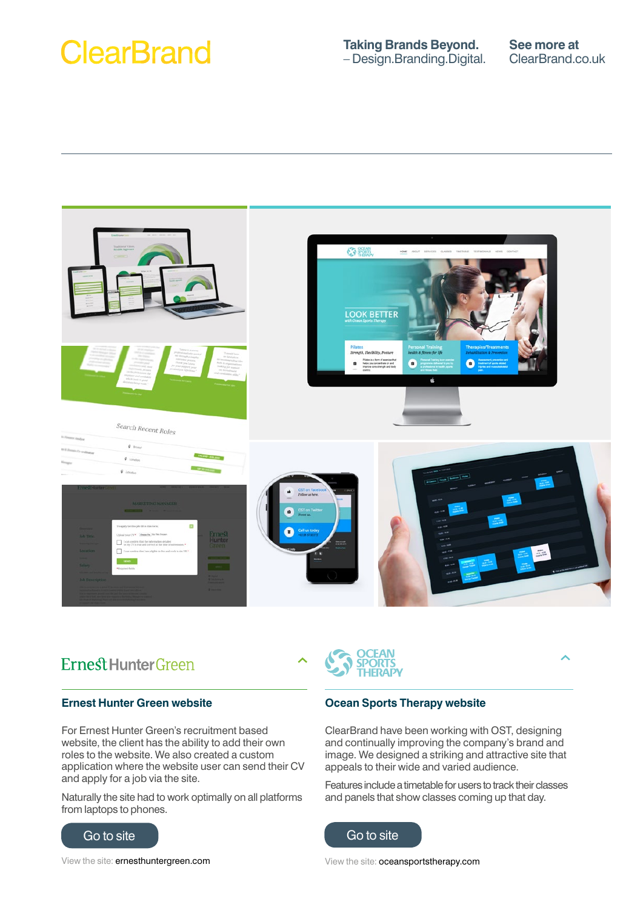ClearBrand

**Taking Brands Beyond.**
– Design.Branding.Digital.

**See more at**
ClearBrand.co.uk

---

Ernest Hunter Green

## Ernest Hunter Green website

For Ernest Hunter Green's recruitment based website, the client has the ability to add their own roles to the website. We also created a custom application where the website user can send their CV and apply for a job via the site.

Naturally the site had to work optimally on all platforms from laptops to phones.

Go to site

View the site: ernesthuntergreen.com

OCEAN SPORTS THERAPY

## Ocean Sports Therapy website

ClearBrand have been working with OST, designing and continually improving the company's brand and image. We designed a striking and attractive site that appeals to their wide and varied audience.

Features include a timetable for users to track their classes and panels that show classes coming up that day.

Go to site

View the site: oceansportstherapy.com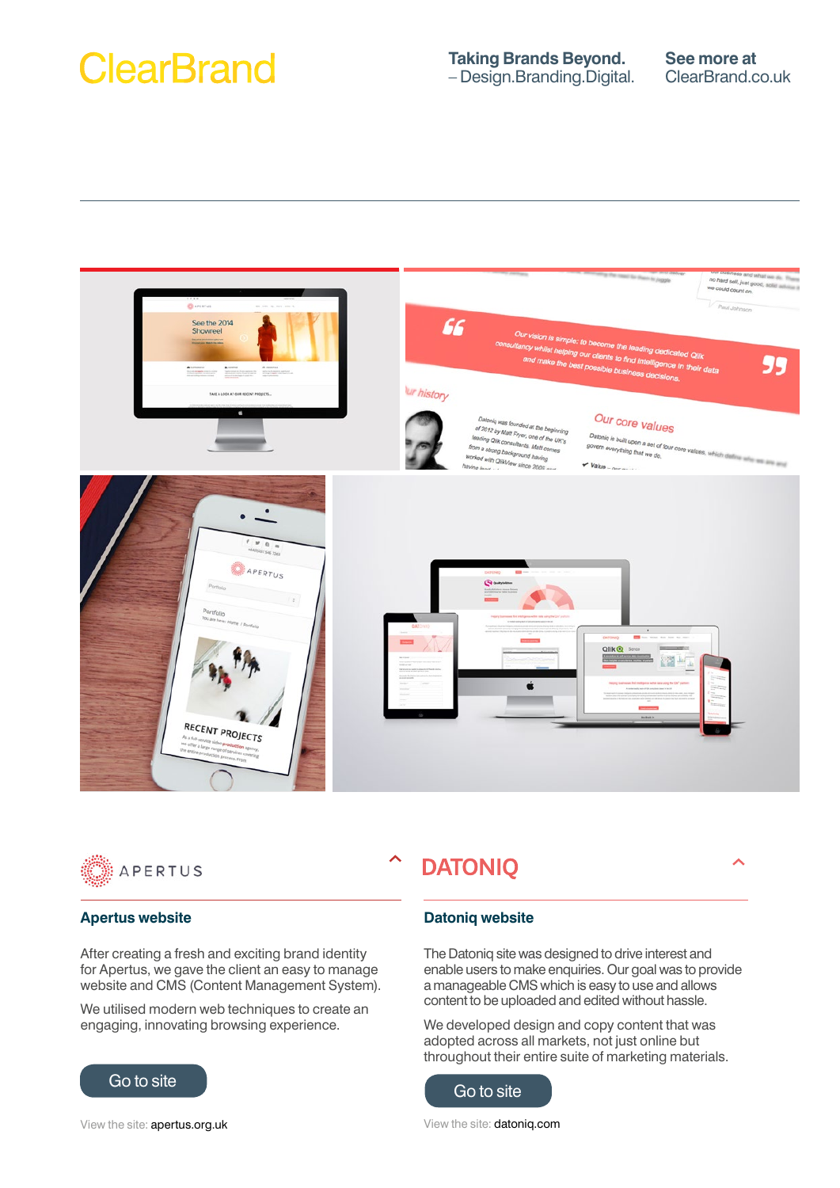ClearBrand

**Taking Brands Beyond.**
– Design.Branding.Digital.

**See more at**
ClearBrand.co.uk

---

APERTUS

### Apertus website

After creating a fresh and exciting brand identity for Apertus, we gave the client an easy to manage website and CMS (Content Management System).

We utilised modern web techniques to create an engaging, innovating browsing experience.

Go to site

View the site: apertus.org.uk

DATONIQ

### Datoniq website

The Datoniq site was designed to drive interest and enable users to make enquiries. Our goal was to provide a manageable CMS which is easy to use and allows content to be uploaded and edited without hassle.

We developed design and copy content that was adopted across all markets, not just online but throughout their entire suite of marketing materials.

Go to site

View the site: datoniq.com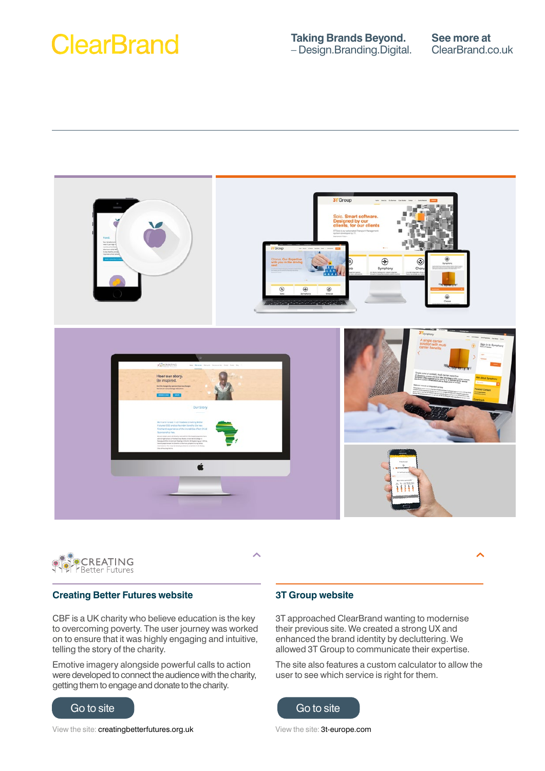ClearBrand

**Taking Brands Beyond.**
– Design.Branding.Digital.

**See more at**
ClearBrand.co.uk

CREATING Better Futures

## Creating Better Futures website

CBF is a UK charity who believe education is the key to overcoming poverty. The user journey was worked on to ensure that it was highly engaging and intuitive, telling the story of the charity.

Emotive imagery alongside powerful calls to action were developed to connect the audience with the charity, getting them to engage and donate to the charity.

Go to site

View the site: creatingbetterfutures.org.uk

## 3T Group website

3T approached ClearBrand wanting to modernise their previous site. We created a strong UX and enhanced the brand identity by decluttering. We allowed 3T Group to communicate their expertise.

The site also features a custom calculator to allow the user to see which service is right for them.

Go to site

View the site: 3t-europe.com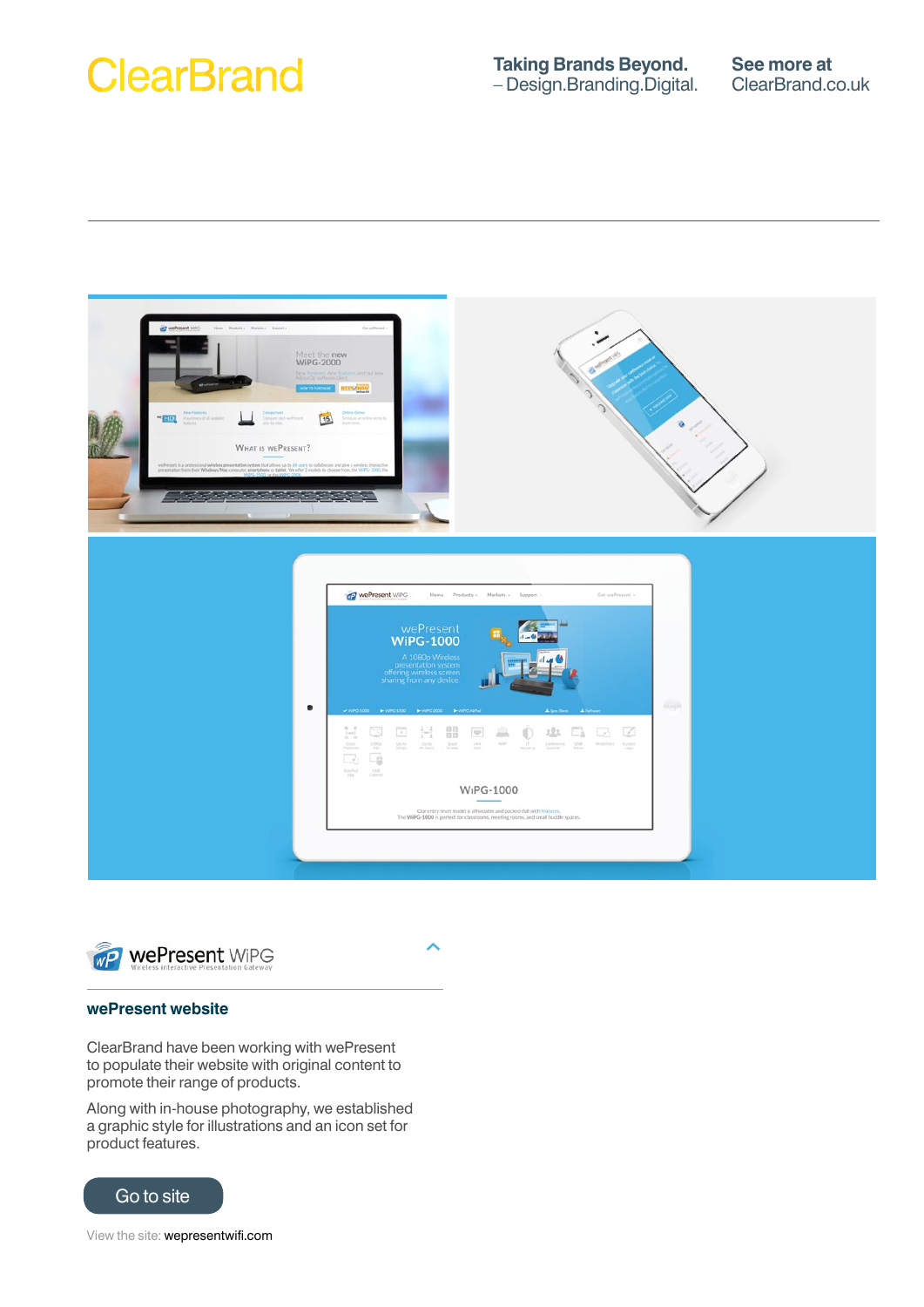ClearBrand

**Taking Brands Beyond.**
– Design.Branding.Digital.

**See more at**
ClearBrand.co.uk

wePresent WiPG
Wireless Interactive Presentation Gateway

## wePresent website

ClearBrand have been working with wePresent to populate their website with original content to promote their range of products.

Along with in-house photography, we established a graphic style for illustrations and an icon set for product features.

Go to site

View the site: wepresentwifi.com